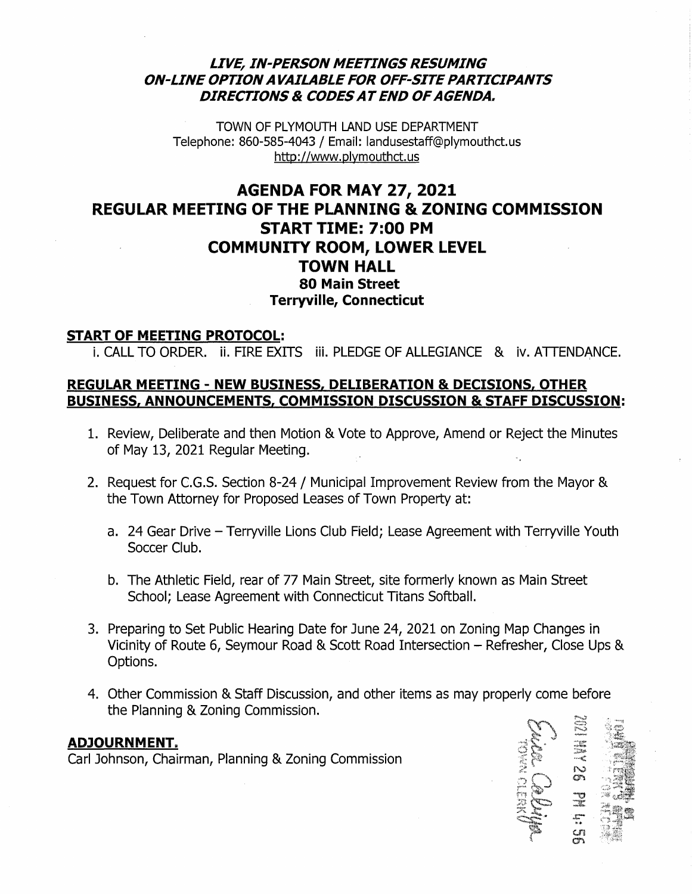***LIVE, IN-PERSON MEETINGS RESUMING***
***ON-LINE OPTION AVAILABLE FOR OFF-SITE PARTICIPANTS***
***DIRECTIONS & CODES AT END OF AGENDA.***

TOWN OF PLYMOUTH LAND USE DEPARTMENT
Telephone: 860-585-4043 / Email: landusestaff@plymouthct.us
http://www.plymouthct.us

# AGENDA FOR MAY 27, 2021
# REGULAR MEETING OF THE PLANNING & ZONING COMMISSION
# START TIME: 7:00 PM
# COMMUNITY ROOM, LOWER LEVEL
# TOWN HALL
## 80 Main Street
## Terryville, Connecticut

**START OF MEETING PROTOCOL:**

i. CALL TO ORDER. ii. FIRE EXITS iii. PLEDGE OF ALLEGIANCE & iv. ATTENDANCE.

**REGULAR MEETING - NEW BUSINESS, DELIBERATION & DECISIONS, OTHER BUSINESS, ANNOUNCEMENTS, COMMISSION DISCUSSION & STAFF DISCUSSION:**

1. Review, Deliberate and then Motion & Vote to Approve, Amend or Reject the Minutes of May 13, 2021 Regular Meeting.

2. Request for C.G.S. Section 8-24 / Municipal Improvement Review from the Mayor & the Town Attorney for Proposed Leases of Town Property at:

   a. 24 Gear Drive – Terryville Lions Club Field; Lease Agreement with Terryville Youth Soccer Club.

   b. The Athletic Field, rear of 77 Main Street, site formerly known as Main Street School; Lease Agreement with Connecticut Titans Softball.

3. Preparing to Set Public Hearing Date for June 24, 2021 on Zoning Map Changes in Vicinity of Route 6, Seymour Road & Scott Road Intersection – Refresher, Close Ups & Options.

4. Other Commission & Staff Discussion, and other items as may properly come before the Planning & Zoning Commission.

**ADJOURNMENT.**

Carl Johnson, Chairman, Planning & Zoning Commission

2021 MAY 26 PM 4:56
TOWN CLERK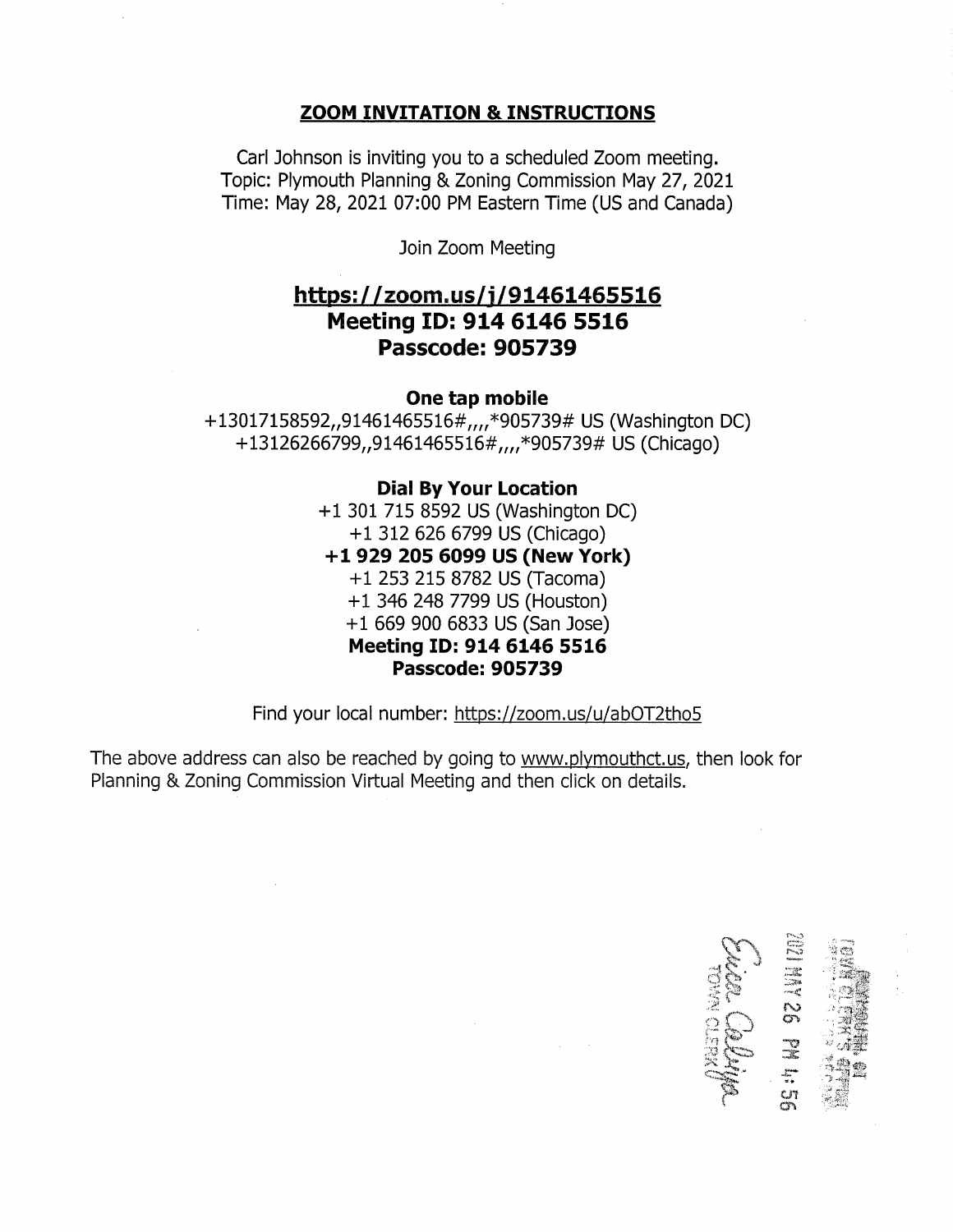## ZOOM INVITATION & INSTRUCTIONS

Carl Johnson is inviting you to a scheduled Zoom meeting.
Topic: Plymouth Planning & Zoning Commission May 27, 2021
Time: May 28, 2021 07:00 PM Eastern Time (US and Canada)

Join Zoom Meeting

**https://zoom.us/j/91461465516**
**Meeting ID: 914 6146 5516**
**Passcode: 905739**

**One tap mobile**
+13017158592,,91461465516#,,,,*905739# US (Washington DC)
+13126266799,,91461465516#,,,,*905739# US (Chicago)

**Dial By Your Location**
+1 301 715 8592 US (Washington DC)
+1 312 626 6799 US (Chicago)
**+1 929 205 6099 US (New York)**
+1 253 215 8782 US (Tacoma)
+1 346 248 7799 US (Houston)
+1 669 900 6833 US (San Jose)
**Meeting ID: 914 6146 5516**
**Passcode: 905739**

Find your local number: https://zoom.us/u/abOT2tho5

The above address can also be reached by going to www.plymouthct.us, then look for Planning & Zoning Commission Virtual Meeting and then click on details.

PLYMOUTH, CT
TOWN CLERK'S OFFICE
2021 MAY 26 PM 4:56
Eileen Collins
TOWN CLERK